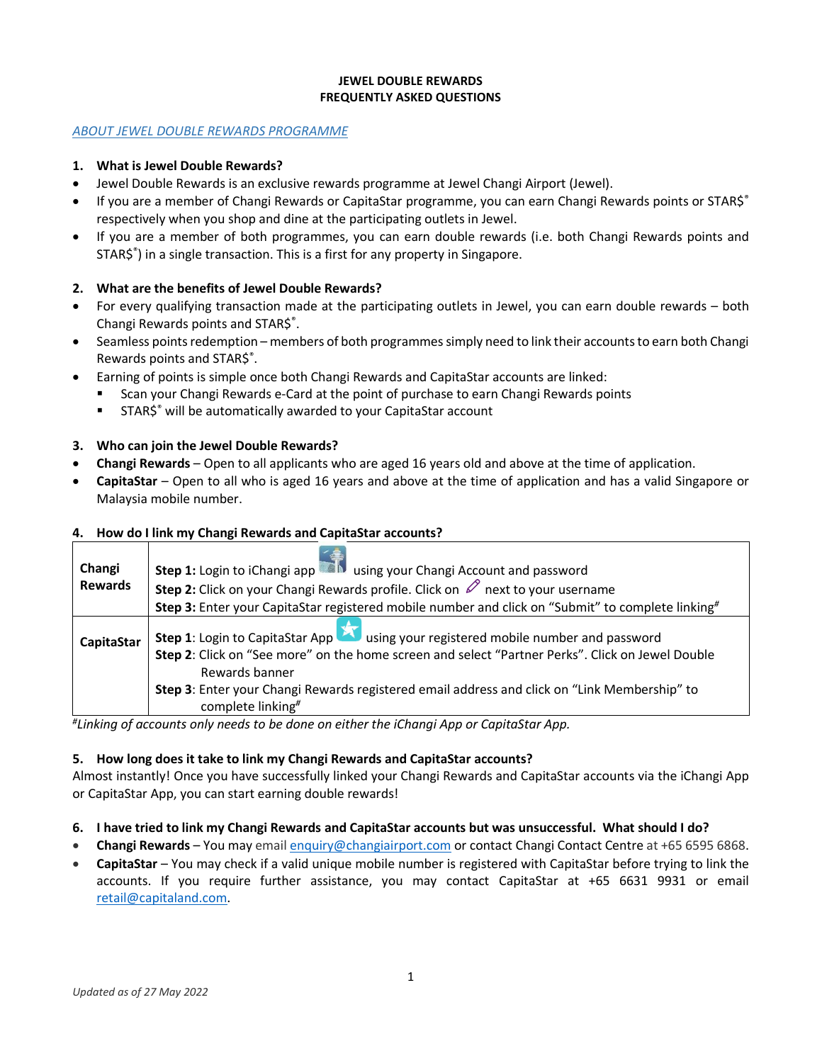**JEWEL DOUBLE REWARDS**
**FREQUENTLY ASKED QUESTIONS**

*ABOUT JEWEL DOUBLE REWARDS PROGRAMME*

**1. What is Jewel Double Rewards?**

- Jewel Double Rewards is an exclusive rewards programme at Jewel Changi Airport (Jewel).
- If you are a member of Changi Rewards or CapitaStar programme, you can earn Changi Rewards points or STAR$® respectively when you shop and dine at the participating outlets in Jewel.
- If you are a member of both programmes, you can earn double rewards (i.e. both Changi Rewards points and STAR$®) in a single transaction. This is a first for any property in Singapore.

**2. What are the benefits of Jewel Double Rewards?**

- For every qualifying transaction made at the participating outlets in Jewel, you can earn double rewards – both Changi Rewards points and STAR$®.
- Seamless points redemption – members of both programmes simply need to link their accounts to earn both Changi Rewards points and STAR$®.
- Earning of points is simple once both Changi Rewards and CapitaStar accounts are linked:
  - Scan your Changi Rewards e-Card at the point of purchase to earn Changi Rewards points
  - STAR$® will be automatically awarded to your CapitaStar account

**3. Who can join the Jewel Double Rewards?**

- **Changi Rewards** – Open to all applicants who are aged 16 years old and above at the time of application.
- **CapitaStar** – Open to all who is aged 16 years and above at the time of application and has a valid Singapore or Malaysia mobile number.

**4. How do I link my Changi Rewards and CapitaStar accounts?**

| | |
|---|---|
| **Changi Rewards** | **Step 1:** Login to iChangi app using your Changi Account and password<br>**Step 2:** Click on your Changi Rewards profile. Click on ✎ next to your username<br>**Step 3:** Enter your CapitaStar registered mobile number and click on "Submit" to complete linking# |
| **CapitaStar** | **Step 1**: Login to CapitaStar App using your registered mobile number and password<br>**Step 2**: Click on "See more" on the home screen and select "Partner Perks". Click on Jewel Double Rewards banner<br>**Step 3**: Enter your Changi Rewards registered email address and click on "Link Membership" to complete linking# |

*#Linking of accounts only needs to be done on either the iChangi App or CapitaStar App.*

**5. How long does it take to link my Changi Rewards and CapitaStar accounts?**

Almost instantly! Once you have successfully linked your Changi Rewards and CapitaStar accounts via the iChangi App or CapitaStar App, you can start earning double rewards!

**6. I have tried to link my Changi Rewards and CapitaStar accounts but was unsuccessful. What should I do?**

- **Changi Rewards** – You may email enquiry@changiairport.com or contact Changi Contact Centre at +65 6595 6868.
- **CapitaStar** – You may check if a valid unique mobile number is registered with CapitaStar before trying to link the accounts. If you require further assistance, you may contact CapitaStar at +65 6631 9931 or email retail@capitaland.com.

*Updated as of 27 May 2022*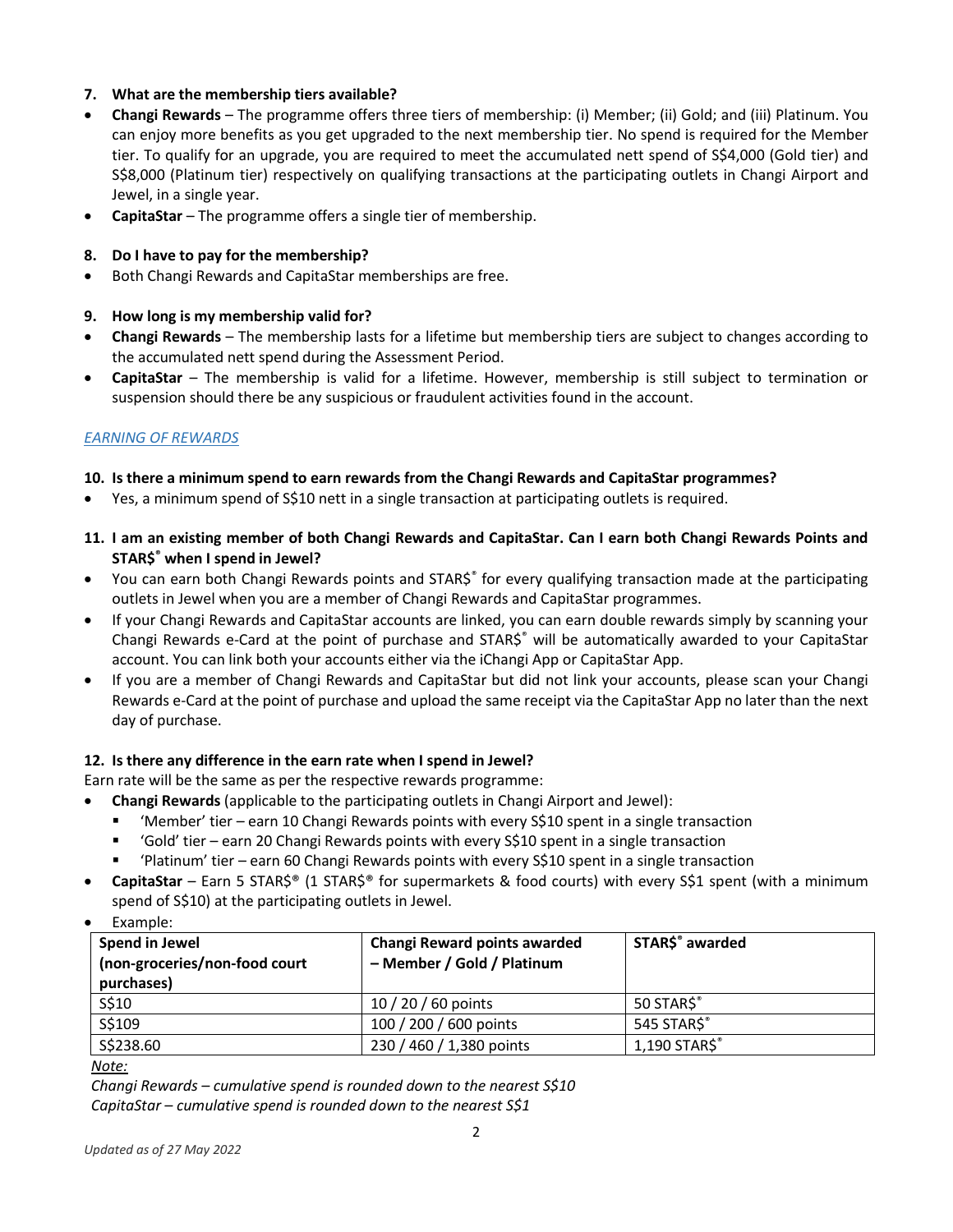**7. What are the membership tiers available?**

- **Changi Rewards** – The programme offers three tiers of membership: (i) Member; (ii) Gold; and (iii) Platinum. You can enjoy more benefits as you get upgraded to the next membership tier. No spend is required for the Member tier. To qualify for an upgrade, you are required to meet the accumulated nett spend of S$4,000 (Gold tier) and S$8,000 (Platinum tier) respectively on qualifying transactions at the participating outlets in Changi Airport and Jewel, in a single year.
- **CapitaStar** – The programme offers a single tier of membership.

**8. Do I have to pay for the membership?**

- Both Changi Rewards and CapitaStar memberships are free.

**9. How long is my membership valid for?**

- **Changi Rewards** – The membership lasts for a lifetime but membership tiers are subject to changes according to the accumulated nett spend during the Assessment Period.
- **CapitaStar** – The membership is valid for a lifetime. However, membership is still subject to termination or suspension should there be any suspicious or fraudulent activities found in the account.

*EARNING OF REWARDS*

**10. Is there a minimum spend to earn rewards from the Changi Rewards and CapitaStar programmes?**

- Yes, a minimum spend of S$10 nett in a single transaction at participating outlets is required.

**11. I am an existing member of both Changi Rewards and CapitaStar. Can I earn both Changi Rewards Points and STAR$® when I spend in Jewel?**

- You can earn both Changi Rewards points and STAR$® for every qualifying transaction made at the participating outlets in Jewel when you are a member of Changi Rewards and CapitaStar programmes.
- If your Changi Rewards and CapitaStar accounts are linked, you can earn double rewards simply by scanning your Changi Rewards e-Card at the point of purchase and STAR$® will be automatically awarded to your CapitaStar account. You can link both your accounts either via the iChangi App or CapitaStar App.
- If you are a member of Changi Rewards and CapitaStar but did not link your accounts, please scan your Changi Rewards e-Card at the point of purchase and upload the same receipt via the CapitaStar App no later than the next day of purchase.

**12. Is there any difference in the earn rate when I spend in Jewel?**

Earn rate will be the same as per the respective rewards programme:

- **Changi Rewards** (applicable to the participating outlets in Changi Airport and Jewel):
  - 'Member' tier – earn 10 Changi Rewards points with every S$10 spent in a single transaction
  - 'Gold' tier – earn 20 Changi Rewards points with every S$10 spent in a single transaction
  - 'Platinum' tier – earn 60 Changi Rewards points with every S$10 spent in a single transaction
- **CapitaStar** – Earn 5 STAR$® (1 STAR$® for supermarkets & food courts) with every S$1 spent (with a minimum spend of S$10) at the participating outlets in Jewel.
- Example:

| Spend in Jewel (non-groceries/non-food court purchases) | Changi Reward points awarded – Member / Gold / Platinum | STAR$® awarded |
|---|---|---|
| S$10 | 10 / 20 / 60 points | 50 STAR$® |
| S$109 | 100 / 200 / 600 points | 545 STAR$® |
| S$238.60 | 230 / 460 / 1,380 points | 1,190 STAR$® |

*Note:*

*Changi Rewards – cumulative spend is rounded down to the nearest S$10*

*CapitaStar – cumulative spend is rounded down to the nearest S$1*

*Updated as of 27 May 2022*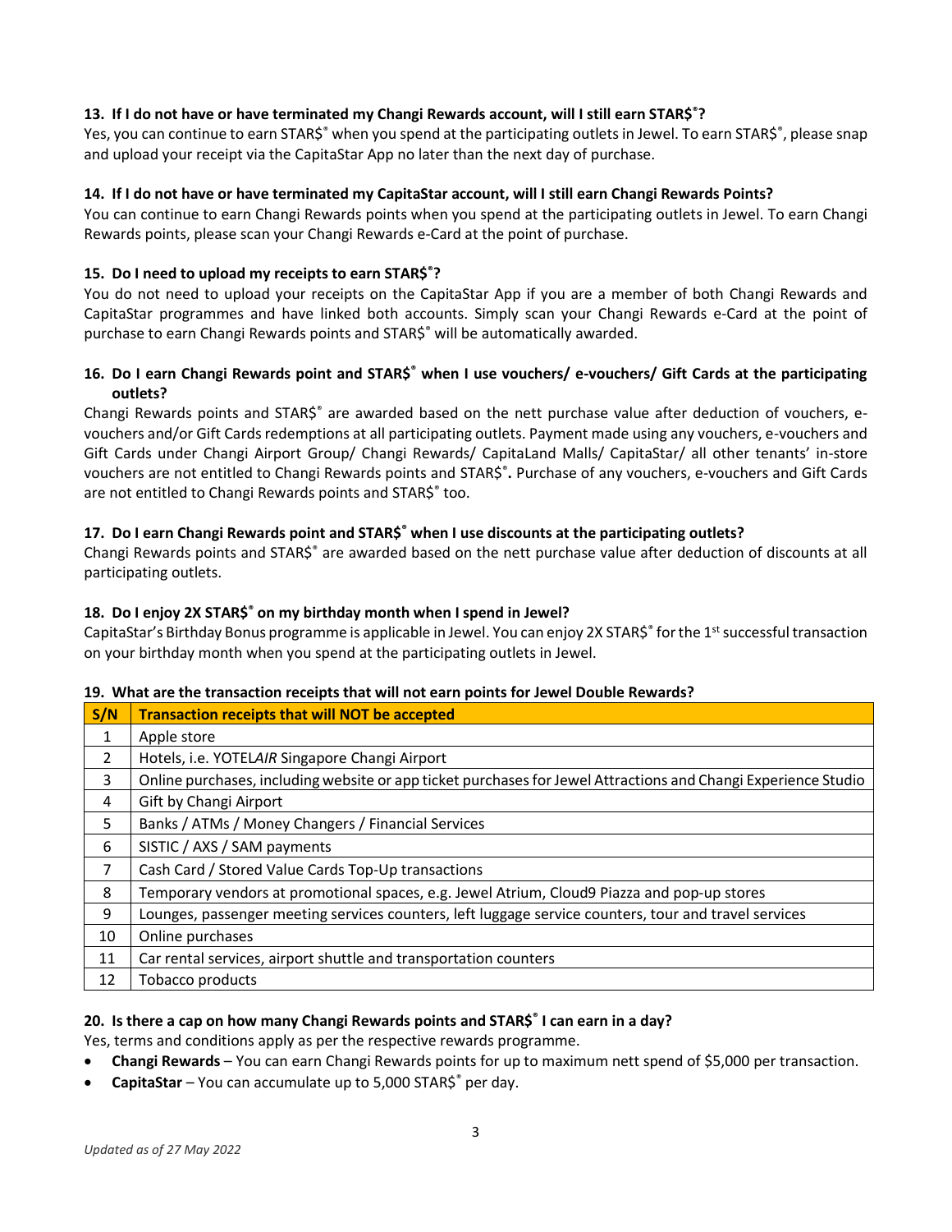### 13. If I do not have or have terminated my Changi Rewards account, will I still earn STAR$®?

Yes, you can continue to earn STAR$® when you spend at the participating outlets in Jewel. To earn STAR$®, please snap and upload your receipt via the CapitaStar App no later than the next day of purchase.

### 14. If I do not have or have terminated my CapitaStar account, will I still earn Changi Rewards Points?

You can continue to earn Changi Rewards points when you spend at the participating outlets in Jewel. To earn Changi Rewards points, please scan your Changi Rewards e-Card at the point of purchase.

### 15. Do I need to upload my receipts to earn STAR$®?

You do not need to upload your receipts on the CapitaStar App if you are a member of both Changi Rewards and CapitaStar programmes and have linked both accounts. Simply scan your Changi Rewards e-Card at the point of purchase to earn Changi Rewards points and STAR$® will be automatically awarded.

### 16. Do I earn Changi Rewards point and STAR$® when I use vouchers/ e-vouchers/ Gift Cards at the participating outlets?

Changi Rewards points and STAR$® are awarded based on the nett purchase value after deduction of vouchers, e-vouchers and/or Gift Cards redemptions at all participating outlets. Payment made using any vouchers, e-vouchers and Gift Cards under Changi Airport Group/ Changi Rewards/ CapitaLand Malls/ CapitaStar/ all other tenants' in-store vouchers are not entitled to Changi Rewards points and STAR$®**.** Purchase of any vouchers, e-vouchers and Gift Cards are not entitled to Changi Rewards points and STAR$® too.

### 17. Do I earn Changi Rewards point and STAR$® when I use discounts at the participating outlets?

Changi Rewards points and STAR$® are awarded based on the nett purchase value after deduction of discounts at all participating outlets.

### 18. Do I enjoy 2X STAR$® on my birthday month when I spend in Jewel?

CapitaStar's Birthday Bonus programme is applicable in Jewel. You can enjoy 2X STAR$® for the 1st successful transaction on your birthday month when you spend at the participating outlets in Jewel.

### 19. What are the transaction receipts that will not earn points for Jewel Double Rewards?

| S/N | Transaction receipts that will NOT be accepted |
|---|---|
| 1 | Apple store |
| 2 | Hotels, i.e. YOTEL*AIR* Singapore Changi Airport |
| 3 | Online purchases, including website or app ticket purchases for Jewel Attractions and Changi Experience Studio |
| 4 | Gift by Changi Airport |
| 5 | Banks / ATMs / Money Changers / Financial Services |
| 6 | SISTIC / AXS / SAM payments |
| 7 | Cash Card / Stored Value Cards Top-Up transactions |
| 8 | Temporary vendors at promotional spaces, e.g. Jewel Atrium, Cloud9 Piazza and pop-up stores |
| 9 | Lounges, passenger meeting services counters, left luggage service counters, tour and travel services |
| 10 | Online purchases |
| 11 | Car rental services, airport shuttle and transportation counters |
| 12 | Tobacco products |

### 20. Is there a cap on how many Changi Rewards points and STAR$® I can earn in a day?

Yes, terms and conditions apply as per the respective rewards programme.

- **Changi Rewards** – You can earn Changi Rewards points for up to maximum nett spend of $5,000 per transaction.
- **CapitaStar** – You can accumulate up to 5,000 STAR$® per day.

*Updated as of 27 May 2022*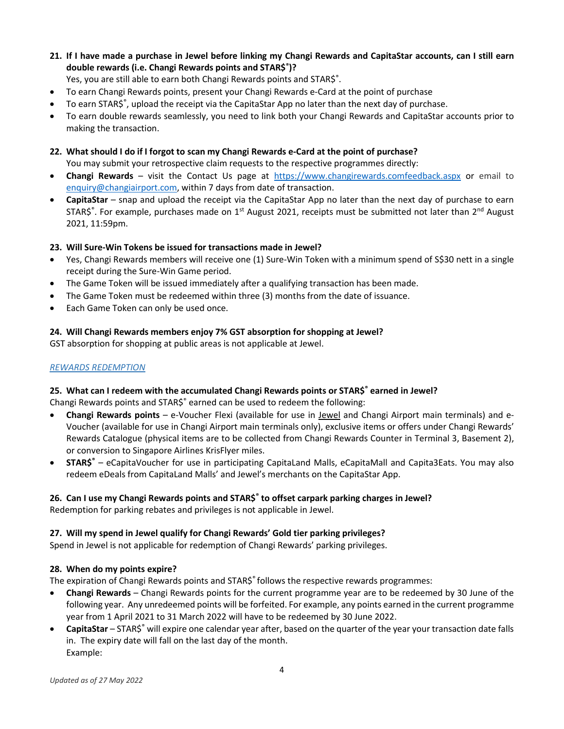**21. If I have made a purchase in Jewel before linking my Changi Rewards and CapitaStar accounts, can I still earn double rewards (i.e. Changi Rewards points and STAR$®)?**

Yes, you are still able to earn both Changi Rewards points and STAR$®.

- To earn Changi Rewards points, present your Changi Rewards e-Card at the point of purchase
- To earn STAR$®, upload the receipt via the CapitaStar App no later than the next day of purchase.
- To earn double rewards seamlessly, you need to link both your Changi Rewards and CapitaStar accounts prior to making the transaction.

**22. What should I do if I forgot to scan my Changi Rewards e-Card at the point of purchase?**

You may submit your retrospective claim requests to the respective programmes directly:

- **Changi Rewards** – visit the Contact Us page at https://www.changirewards.comfeedback.aspx or email to enquiry@changiairport.com, within 7 days from date of transaction.
- **CapitaStar** – snap and upload the receipt via the CapitaStar App no later than the next day of purchase to earn STAR$®. For example, purchases made on 1st August 2021, receipts must be submitted not later than 2nd August 2021, 11:59pm.

**23. Will Sure-Win Tokens be issued for transactions made in Jewel?**

- Yes, Changi Rewards members will receive one (1) Sure-Win Token with a minimum spend of S$30 nett in a single receipt during the Sure-Win Game period.
- The Game Token will be issued immediately after a qualifying transaction has been made.
- The Game Token must be redeemed within three (3) months from the date of issuance.
- Each Game Token can only be used once.

**24. Will Changi Rewards members enjoy 7% GST absorption for shopping at Jewel?**

GST absorption for shopping at public areas is not applicable at Jewel.

*REWARDS REDEMPTION*

**25. What can I redeem with the accumulated Changi Rewards points or STAR$® earned in Jewel?**

Changi Rewards points and STAR$® earned can be used to redeem the following:

- **Changi Rewards points** – e-Voucher Flexi (available for use in Jewel and Changi Airport main terminals) and e-Voucher (available for use in Changi Airport main terminals only), exclusive items or offers under Changi Rewards' Rewards Catalogue (physical items are to be collected from Changi Rewards Counter in Terminal 3, Basement 2), or conversion to Singapore Airlines KrisFlyer miles.
- **STAR$®** – eCapitaVoucher for use in participating CapitaLand Malls, eCapitaMall and Capita3Eats. You may also redeem eDeals from CapitaLand Malls' and Jewel's merchants on the CapitaStar App.

**26. Can I use my Changi Rewards points and STAR$® to offset carpark parking charges in Jewel?**

Redemption for parking rebates and privileges is not applicable in Jewel.

**27. Will my spend in Jewel qualify for Changi Rewards' Gold tier parking privileges?**

Spend in Jewel is not applicable for redemption of Changi Rewards' parking privileges.

**28. When do my points expire?**

The expiration of Changi Rewards points and STAR$® follows the respective rewards programmes:

- **Changi Rewards** – Changi Rewards points for the current programme year are to be redeemed by 30 June of the following year. Any unredeemed points will be forfeited. For example, any points earned in the current programme year from 1 April 2021 to 31 March 2022 will have to be redeemed by 30 June 2022.
- **CapitaStar** – STAR$® will expire one calendar year after, based on the quarter of the year your transaction date falls in. The expiry date will fall on the last day of the month.
  Example: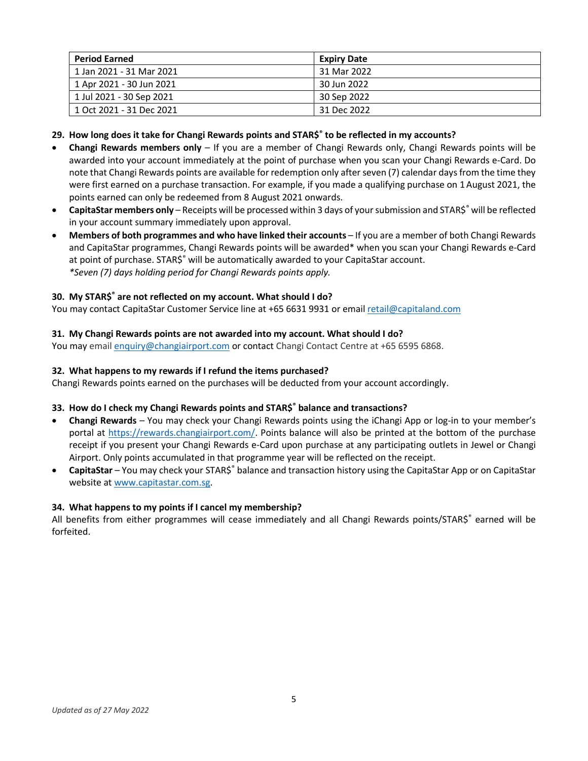| Period Earned | Expiry Date |
|---|---|
| 1 Jan 2021 - 31 Mar 2021 | 31 Mar 2022 |
| 1 Apr 2021 - 30 Jun 2021 | 30 Jun 2022 |
| 1 Jul 2021 - 30 Sep 2021 | 30 Sep 2022 |
| 1 Oct 2021 - 31 Dec 2021 | 31 Dec 2022 |

**29. How long does it take for Changi Rewards points and STAR$® to be reflected in my accounts?**

- **Changi Rewards members only** – If you are a member of Changi Rewards only, Changi Rewards points will be awarded into your account immediately at the point of purchase when you scan your Changi Rewards e-Card. Do note that Changi Rewards points are available for redemption only after seven (7) calendar days from the time they were first earned on a purchase transaction. For example, if you made a qualifying purchase on 1 August 2021, the points earned can only be redeemed from 8 August 2021 onwards.
- **CapitaStar members only** – Receipts will be processed within 3 days of your submission and STAR$® will be reflected in your account summary immediately upon approval.
- **Members of both programmes and who have linked their accounts** – If you are a member of both Changi Rewards and CapitaStar programmes, Changi Rewards points will be awarded* when you scan your Changi Rewards e-Card at point of purchase. STAR$® will be automatically awarded to your CapitaStar account.
  *\*Seven (7) days holding period for Changi Rewards points apply.*

**30. My STAR$® are not reflected on my account. What should I do?**

You may contact CapitaStar Customer Service line at +65 6631 9931 or email retail@capitaland.com

**31. My Changi Rewards points are not awarded into my account. What should I do?**

You may email enquiry@changiairport.com or contact Changi Contact Centre at +65 6595 6868.

**32. What happens to my rewards if I refund the items purchased?**

Changi Rewards points earned on the purchases will be deducted from your account accordingly.

**33. How do I check my Changi Rewards points and STAR$® balance and transactions?**

- **Changi Rewards** – You may check your Changi Rewards points using the iChangi App or log-in to your member's portal at https://rewards.changiairport.com/. Points balance will also be printed at the bottom of the purchase receipt if you present your Changi Rewards e-Card upon purchase at any participating outlets in Jewel or Changi Airport. Only points accumulated in that programme year will be reflected on the receipt.
- **CapitaStar** – You may check your STAR$® balance and transaction history using the CapitaStar App or on CapitaStar website at www.capitastar.com.sg.

**34. What happens to my points if I cancel my membership?**

All benefits from either programmes will cease immediately and all Changi Rewards points/STAR$® earned will be forfeited.

*Updated as of 27 May 2022*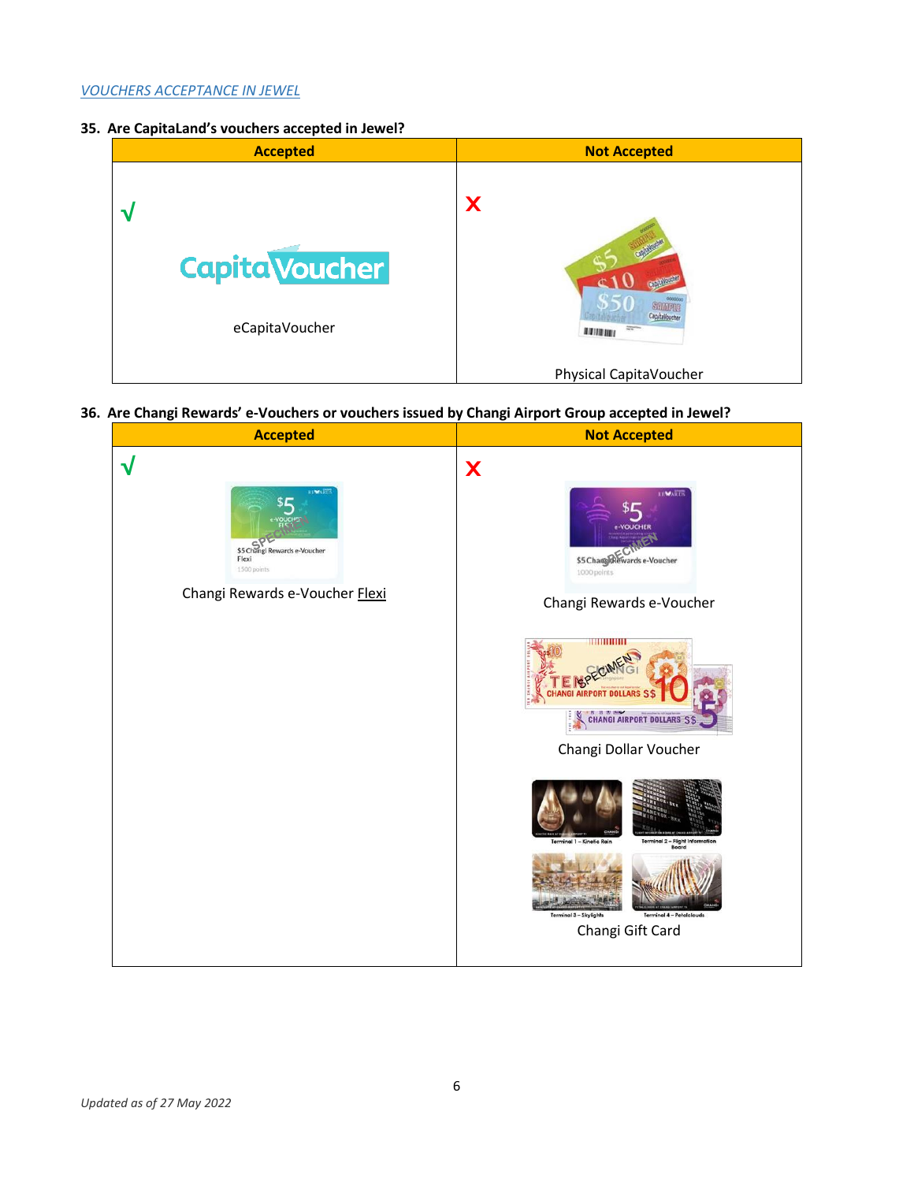*VOUCHERS ACCEPTANCE IN JEWEL*

**35. Are CapitaLand's vouchers accepted in Jewel?**

| Accepted | Not Accepted |
|---|---|
| √ eCapitaVoucher | X Physical CapitaVoucher |

**36. Are Changi Rewards' e-Vouchers or vouchers issued by Changi Airport Group accepted in Jewel?**

| Accepted | Not Accepted |
|---|---|
| √ Changi Rewards e-Voucher Flexi | X Changi Rewards e-Voucher<br>Changi Dollar Voucher<br>Changi Gift Card |

*Updated as of 27 May 2022*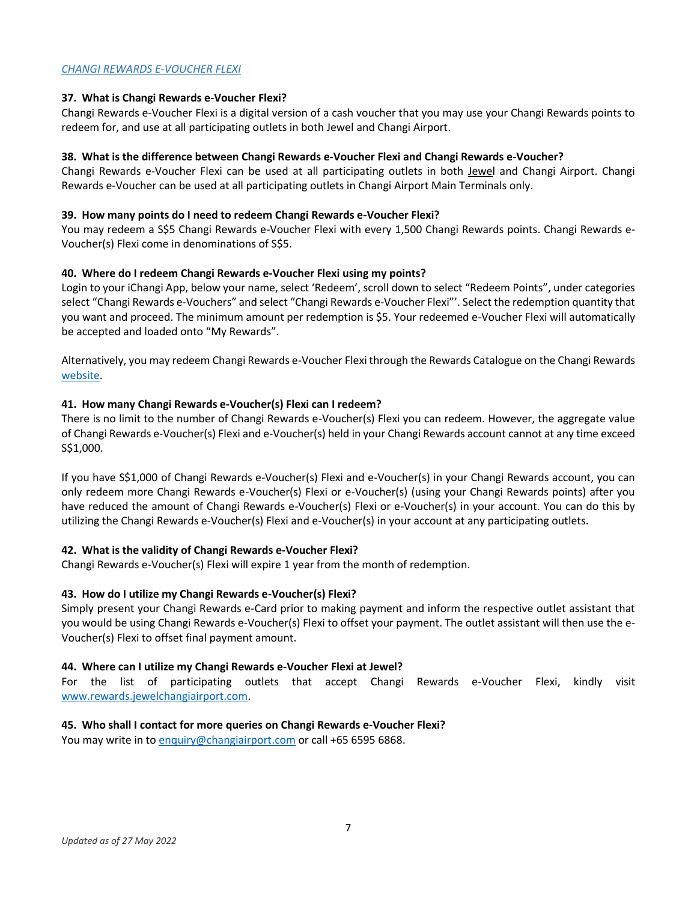*CHANGI REWARDS E-VOUCHER FLEXI*

**37. What is Changi Rewards e-Voucher Flexi?**

Changi Rewards e-Voucher Flexi is a digital version of a cash voucher that you may use your Changi Rewards points to redeem for, and use at all participating outlets in both Jewel and Changi Airport.

**38. What is the difference between Changi Rewards e-Voucher Flexi and Changi Rewards e-Voucher?**

Changi Rewards e-Voucher Flexi can be used at all participating outlets in both Jewel and Changi Airport. Changi Rewards e-Voucher can be used at all participating outlets in Changi Airport Main Terminals only.

**39. How many points do I need to redeem Changi Rewards e-Voucher Flexi?**

You may redeem a S$5 Changi Rewards e-Voucher Flexi with every 1,500 Changi Rewards points. Changi Rewards e-Voucher(s) Flexi come in denominations of S$5.

**40. Where do I redeem Changi Rewards e-Voucher Flexi using my points?**

Login to your iChangi App, below your name, select 'Redeem', scroll down to select "Redeem Points", under categories select "Changi Rewards e-Vouchers" and select "Changi Rewards e-Voucher Flexi"'. Select the redemption quantity that you want and proceed. The minimum amount per redemption is $5. Your redeemed e-Voucher Flexi will automatically be accepted and loaded onto "My Rewards".

Alternatively, you may redeem Changi Rewards e-Voucher Flexi through the Rewards Catalogue on the Changi Rewards website.

**41. How many Changi Rewards e-Voucher(s) Flexi can I redeem?**

There is no limit to the number of Changi Rewards e-Voucher(s) Flexi you can redeem. However, the aggregate value of Changi Rewards e-Voucher(s) Flexi and e-Voucher(s) held in your Changi Rewards account cannot at any time exceed S$1,000.

If you have S$1,000 of Changi Rewards e-Voucher(s) Flexi and e-Voucher(s) in your Changi Rewards account, you can only redeem more Changi Rewards e-Voucher(s) Flexi or e-Voucher(s) (using your Changi Rewards points) after you have reduced the amount of Changi Rewards e-Voucher(s) Flexi or e-Voucher(s) in your account. You can do this by utilizing the Changi Rewards e-Voucher(s) Flexi and e-Voucher(s) in your account at any participating outlets.

**42. What is the validity of Changi Rewards e-Voucher Flexi?**

Changi Rewards e-Voucher(s) Flexi will expire 1 year from the month of redemption.

**43. How do I utilize my Changi Rewards e-Voucher(s) Flexi?**

Simply present your Changi Rewards e-Card prior to making payment and inform the respective outlet assistant that you would be using Changi Rewards e-Voucher(s) Flexi to offset your payment. The outlet assistant will then use the e-Voucher(s) Flexi to offset final payment amount.

**44. Where can I utilize my Changi Rewards e-Voucher Flexi at Jewel?**

For the list of participating outlets that accept Changi Rewards e-Voucher Flexi, kindly visit www.rewards.jewelchangiairport.com.

**45. Who shall I contact for more queries on Changi Rewards e-Voucher Flexi?**

You may write in to enquiry@changiairport.com or call +65 6595 6868.

*Updated as of 27 May 2022*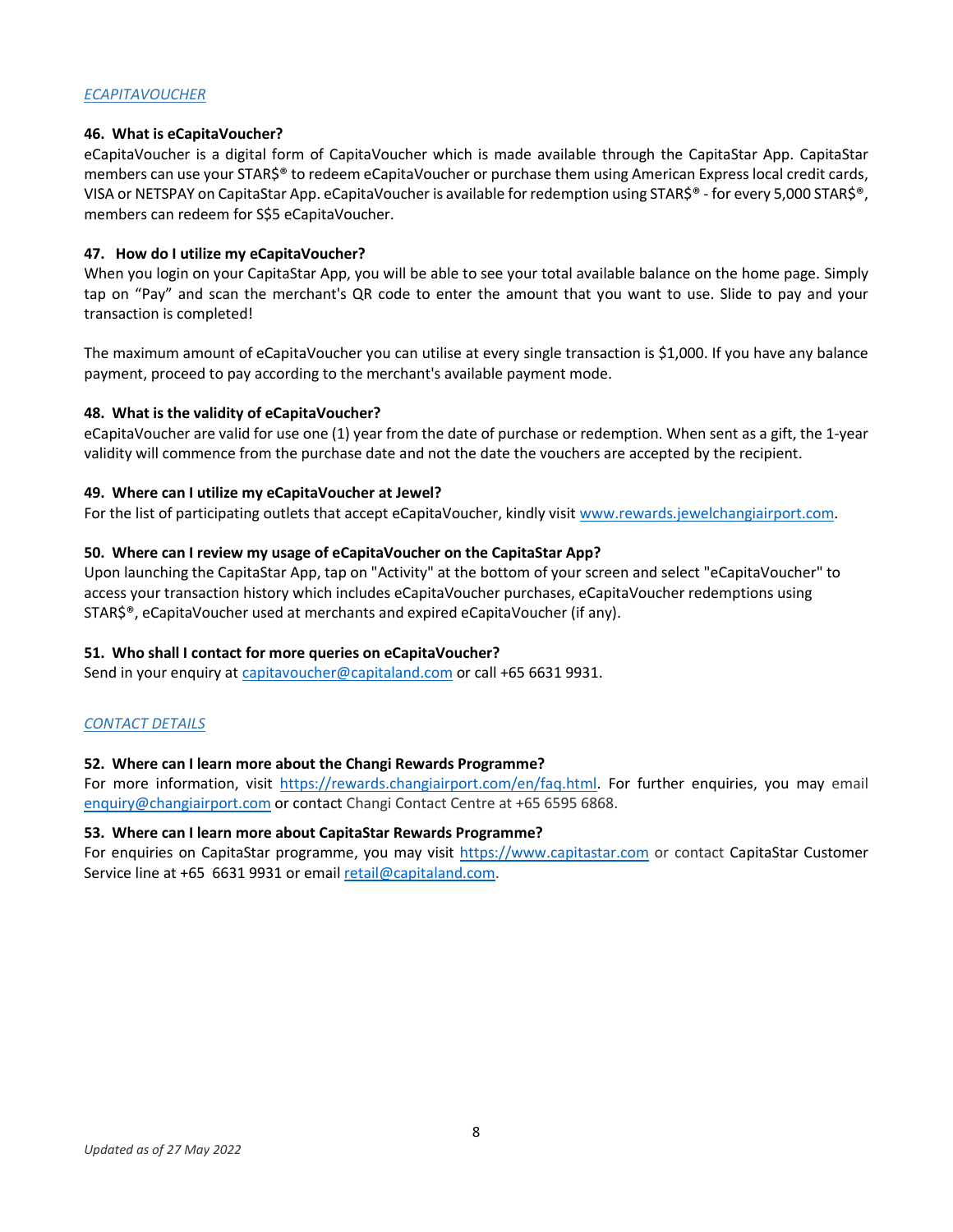*ECAPITAVOUCHER*

**46. What is eCapitaVoucher?**

eCapitaVoucher is a digital form of CapitaVoucher which is made available through the CapitaStar App. CapitaStar members can use your STAR$® to redeem eCapitaVoucher or purchase them using American Express local credit cards, VISA or NETSPAY on CapitaStar App. eCapitaVoucher is available for redemption using STAR$® - for every 5,000 STAR$®, members can redeem for S$5 eCapitaVoucher.

**47. How do I utilize my eCapitaVoucher?**

When you login on your CapitaStar App, you will be able to see your total available balance on the home page. Simply tap on "Pay" and scan the merchant's QR code to enter the amount that you want to use. Slide to pay and your transaction is completed!

The maximum amount of eCapitaVoucher you can utilise at every single transaction is $1,000. If you have any balance payment, proceed to pay according to the merchant's available payment mode.

**48. What is the validity of eCapitaVoucher?**

eCapitaVoucher are valid for use one (1) year from the date of purchase or redemption. When sent as a gift, the 1-year validity will commence from the purchase date and not the date the vouchers are accepted by the recipient.

**49. Where can I utilize my eCapitaVoucher at Jewel?**

For the list of participating outlets that accept eCapitaVoucher, kindly visit www.rewards.jewelchangiairport.com.

**50. Where can I review my usage of eCapitaVoucher on the CapitaStar App?**

Upon launching the CapitaStar App, tap on "Activity" at the bottom of your screen and select "eCapitaVoucher" to access your transaction history which includes eCapitaVoucher purchases, eCapitaVoucher redemptions using STAR$®, eCapitaVoucher used at merchants and expired eCapitaVoucher (if any).

**51. Who shall I contact for more queries on eCapitaVoucher?**

Send in your enquiry at capitavoucher@capitaland.com or call +65 6631 9931.

*CONTACT DETAILS*

**52. Where can I learn more about the Changi Rewards Programme?**

For more information, visit https://rewards.changiairport.com/en/faq.html. For further enquiries, you may email enquiry@changiairport.com or contact Changi Contact Centre at +65 6595 6868.

**53. Where can I learn more about CapitaStar Rewards Programme?**

For enquiries on CapitaStar programme, you may visit https://www.capitastar.com or contact CapitaStar Customer Service line at +65 6631 9931 or email retail@capitaland.com.

*Updated as of 27 May 2022*